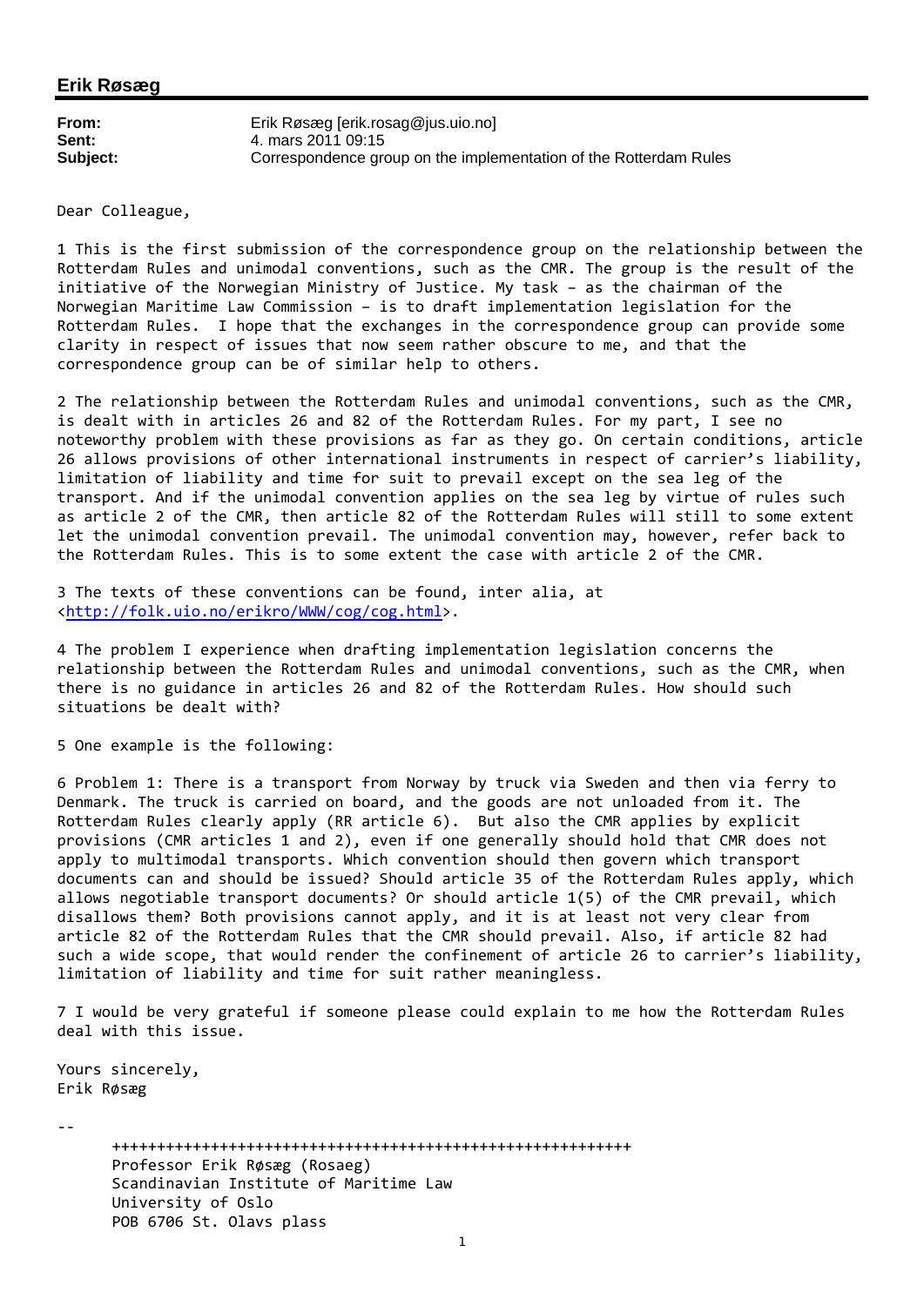## Erik Røsæg

**From:** Erik Røsæg [erik.rosag@jus.uio.no]
**Sent:** 4. mars 2011 09:15
**Subject:** Correspondence group on the implementation of the Rotterdam Rules

Dear Colleague,

1 This is the first submission of the correspondence group on the relationship between the Rotterdam Rules and unimodal conventions, such as the CMR. The group is the result of the initiative of the Norwegian Ministry of Justice. My task – as the chairman of the Norwegian Maritime Law Commission – is to draft implementation legislation for the Rotterdam Rules. I hope that the exchanges in the correspondence group can provide some clarity in respect of issues that now seem rather obscure to me, and that the correspondence group can be of similar help to others.

2 The relationship between the Rotterdam Rules and unimodal conventions, such as the CMR, is dealt with in articles 26 and 82 of the Rotterdam Rules. For my part, I see no noteworthy problem with these provisions as far as they go. On certain conditions, article 26 allows provisions of other international instruments in respect of carrier's liability, limitation of liability and time for suit to prevail except on the sea leg of the transport. And if the unimodal convention applies on the sea leg by virtue of rules such as article 2 of the CMR, then article 82 of the Rotterdam Rules will still to some extent let the unimodal convention prevail. The unimodal convention may, however, refer back to the Rotterdam Rules. This is to some extent the case with article 2 of the CMR.

3 The texts of these conventions can be found, inter alia, at <http://folk.uio.no/erikro/WWW/cog/cog.html>.

4 The problem I experience when drafting implementation legislation concerns the relationship between the Rotterdam Rules and unimodal conventions, such as the CMR, when there is no guidance in articles 26 and 82 of the Rotterdam Rules. How should such situations be dealt with?

5 One example is the following:

6 Problem 1: There is a transport from Norway by truck via Sweden and then via ferry to Denmark. The truck is carried on board, and the goods are not unloaded from it. The Rotterdam Rules clearly apply (RR article 6). But also the CMR applies by explicit provisions (CMR articles 1 and 2), even if one generally should hold that CMR does not apply to multimodal transports. Which convention should then govern which transport documents can and should be issued? Should article 35 of the Rotterdam Rules apply, which allows negotiable transport documents? Or should article 1(5) of the CMR prevail, which disallows them? Both provisions cannot apply, and it is at least not very clear from article 82 of the Rotterdam Rules that the CMR should prevail. Also, if article 82 had such a wide scope, that would render the confinement of article 26 to carrier's liability, limitation of liability and time for suit rather meaningless.

7 I would be very grateful if someone please could explain to me how the Rotterdam Rules deal with this issue.

Yours sincerely,
Erik Røsæg

--

++++++++++++++++++++++++++++++++++++++++++++++++++++++++++++
Professor Erik Røsæg (Rosaeg)
Scandinavian Institute of Maritime Law
University of Oslo
POB 6706 St. Olavs plass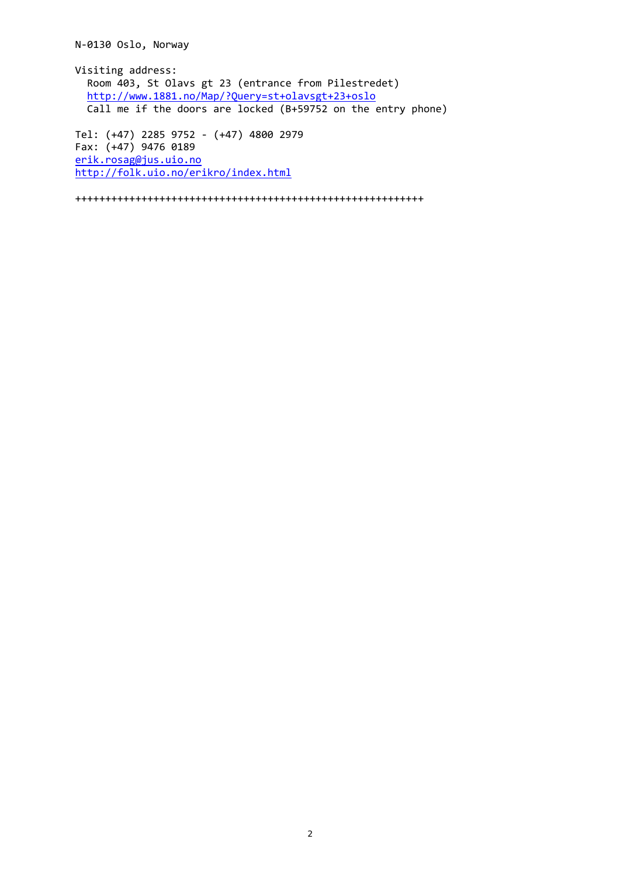N-0130 Oslo, Norway

Visiting address:
  Room 403, St Olavs gt 23 (entrance from Pilestredet)
  http://www.1881.no/Map/?Query=st+olavsgt+23+oslo
  Call me if the doors are locked (B+59752 on the entry phone)

Tel: (+47) 2285 9752 - (+47) 4800 2979
Fax: (+47) 9476 0189
erik.rosag@jus.uio.no
http://folk.uio.no/erikro/index.html

++++++++++++++++++++++++++++++++++++++++++++++++++++++++++